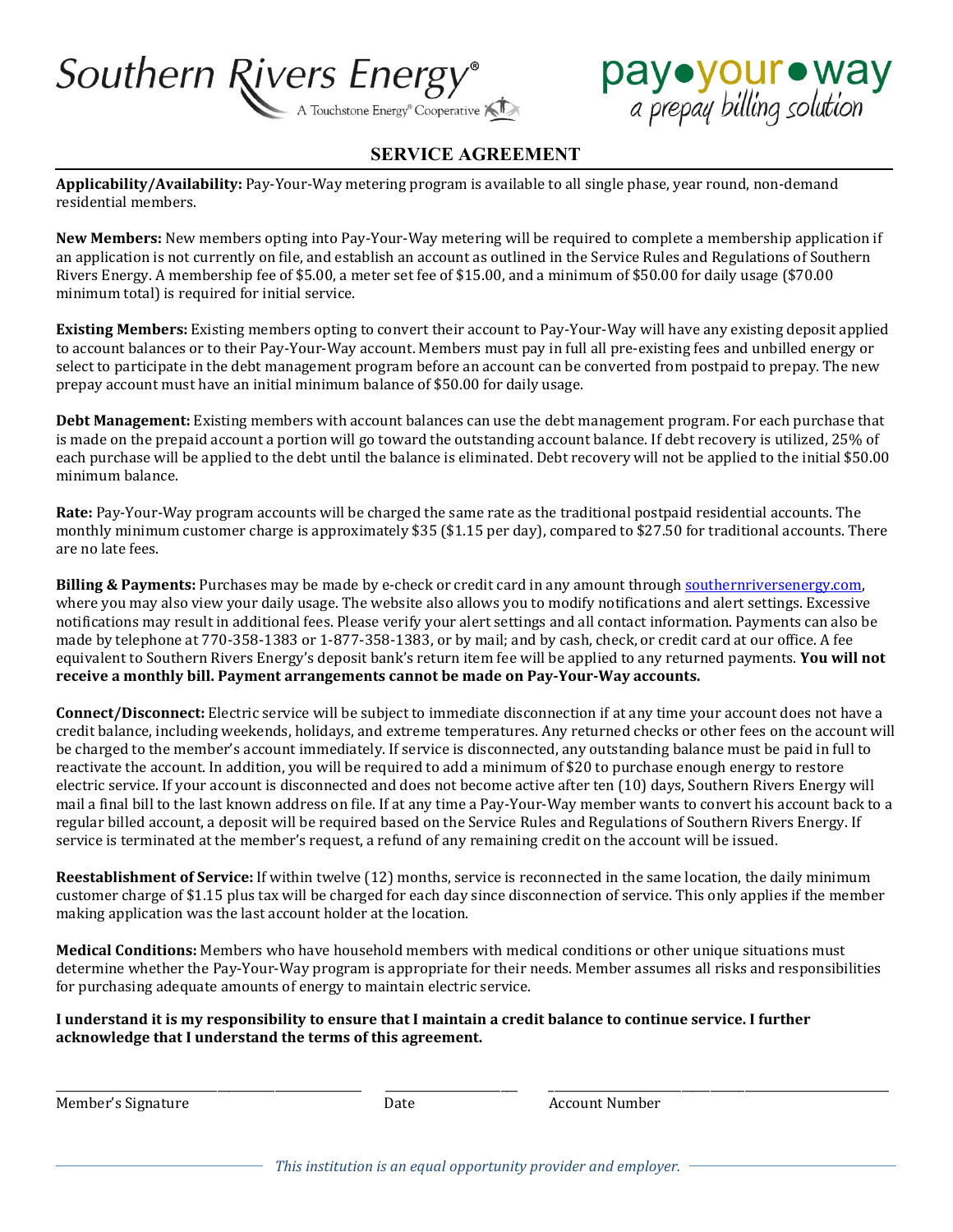Southern Rivers Energy®
A Touchstone Energy® Cooperative

pay•your•way
a prepay billing solution

# SERVICE AGREEMENT

**Applicability/Availability:** Pay-Your-Way metering program is available to all single phase, year round, non-demand residential members.

**New Members:** New members opting into Pay-Your-Way metering will be required to complete a membership application if an application is not currently on file, and establish an account as outlined in the Service Rules and Regulations of Southern Rivers Energy. A membership fee of $5.00, a meter set fee of $15.00, and a minimum of $50.00 for daily usage ($70.00 minimum total) is required for initial service.

**Existing Members:** Existing members opting to convert their account to Pay-Your-Way will have any existing deposit applied to account balances or to their Pay-Your-Way account. Members must pay in full all pre-existing fees and unbilled energy or select to participate in the debt management program before an account can be converted from postpaid to prepay. The new prepay account must have an initial minimum balance of $50.00 for daily usage.

**Debt Management:** Existing members with account balances can use the debt management program. For each purchase that is made on the prepaid account a portion will go toward the outstanding account balance. If debt recovery is utilized, 25% of each purchase will be applied to the debt until the balance is eliminated. Debt recovery will not be applied to the initial $50.00 minimum balance.

**Rate:** Pay-Your-Way program accounts will be charged the same rate as the traditional postpaid residential accounts. The monthly minimum customer charge is approximately $35 ($1.15 per day), compared to $27.50 for traditional accounts. There are no late fees.

**Billing & Payments:** Purchases may be made by e-check or credit card in any amount through southernriversenergy.com, where you may also view your daily usage. The website also allows you to modify notifications and alert settings. Excessive notifications may result in additional fees. Please verify your alert settings and all contact information. Payments can also be made by telephone at 770-358-1383 or 1-877-358-1383, or by mail; and by cash, check, or credit card at our office. A fee equivalent to Southern Rivers Energy's deposit bank's return item fee will be applied to any returned payments. **You will not receive a monthly bill. Payment arrangements cannot be made on Pay-Your-Way accounts.**

**Connect/Disconnect:** Electric service will be subject to immediate disconnection if at any time your account does not have a credit balance, including weekends, holidays, and extreme temperatures. Any returned checks or other fees on the account will be charged to the member's account immediately. If service is disconnected, any outstanding balance must be paid in full to reactivate the account. In addition, you will be required to add a minimum of $20 to purchase enough energy to restore electric service. If your account is disconnected and does not become active after ten (10) days, Southern Rivers Energy will mail a final bill to the last known address on file. If at any time a Pay-Your-Way member wants to convert his account back to a regular billed account, a deposit will be required based on the Service Rules and Regulations of Southern Rivers Energy. If service is terminated at the member's request, a refund of any remaining credit on the account will be issued.

**Reestablishment of Service:** If within twelve (12) months, service is reconnected in the same location, the daily minimum customer charge of $1.15 plus tax will be charged for each day since disconnection of service. This only applies if the member making application was the last account holder at the location.

**Medical Conditions:** Members who have household members with medical conditions or other unique situations must determine whether the Pay-Your-Way program is appropriate for their needs. Member assumes all risks and responsibilities for purchasing adequate amounts of energy to maintain electric service.

**I understand it is my responsibility to ensure that I maintain a credit balance to continue service. I further acknowledge that I understand the terms of this agreement.**

______________________________ ______________ ______________________________

Member's Signature Date Account Number

*This institution is an equal opportunity provider and employer.*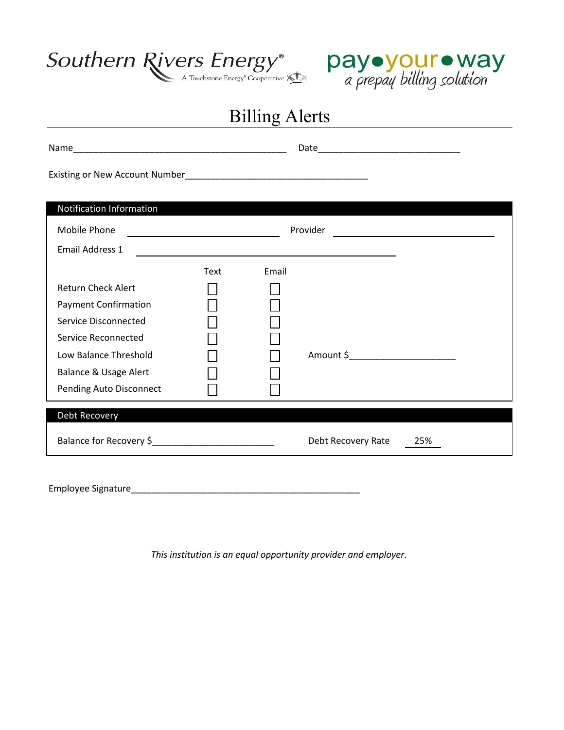Southern Rivers Energy®
A Touchstone Energy® Cooperative

pay•your•way
a prepay billing solution

# Billing Alerts

Name__________________________________________ Date____________________________

Existing or New Account Number____________________________________

## Notification Information

Mobile Phone ____________________________ Provider ______________________________

Email Address 1 ______________________________________________

| | Text | Email | |
|---|---|---|---|
| Return Check Alert | ☐ | ☐ | |
| Payment Confirmation | ☐ | ☐ | |
| Service Disconnected | ☐ | ☐ | |
| Service Reconnected | ☐ | ☐ | |
| Low Balance Threshold | ☐ | ☐ | Amount $____________________ |
| Balance & Usage Alert | ☐ | ☐ | |
| Pending Auto Disconnect | ☐ | ☐ | |

## Debt Recovery

Balance for Recovery $________________________ Debt Recovery Rate 25%

Employee Signature______________________________________________

*This institution is an equal opportunity provider and employer.*